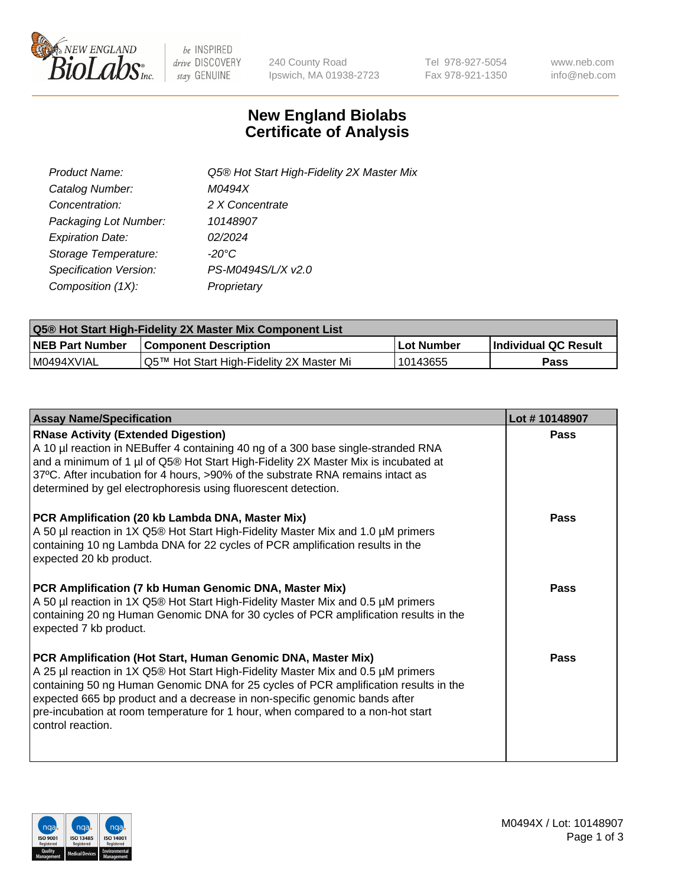NEW ENGLAND BioLabs Inc. — be INSPIRED drive DISCOVERY stay GENUINE

240 County Road
Ipswich, MA 01938-2723

Tel 978-927-5054
Fax 978-921-1350

www.neb.com
info@neb.com

# New England Biolabs
# Certificate of Analysis

| | |
|---|---|
| *Product Name:* | *Q5® Hot Start High-Fidelity 2X Master Mix* |
| *Catalog Number:* | *M0494X* |
| *Concentration:* | *2 X Concentrate* |
| *Packaging Lot Number:* | *10148907* |
| *Expiration Date:* | *02/2024* |
| *Storage Temperature:* | *-20°C* |
| *Specification Version:* | *PS-M0494S/L/X v2.0* |
| *Composition (1X):* | *Proprietary* |

| Q5® Hot Start High-Fidelity 2X Master Mix Component List | | | |
|---|---|---|---|
| **NEB Part Number** | **Component Description** | **Lot Number** | **Individual QC Result** |
| M0494XVIAL | Q5™ Hot Start High-Fidelity 2X Master Mi | 10143655 | **Pass** |

| Assay Name/Specification | Lot # 10148907 |
|---|---|
| **RNase Activity (Extended Digestion)**<br>A 10 µl reaction in NEBuffer 4 containing 40 ng of a 300 base single-stranded RNA and a minimum of 1 µl of Q5® Hot Start High-Fidelity 2X Master Mix is incubated at 37ºC. After incubation for 4 hours, >90% of the substrate RNA remains intact as determined by gel electrophoresis using fluorescent detection. | **Pass** |
| **PCR Amplification (20 kb Lambda DNA, Master Mix)**<br>A 50 µl reaction in 1X Q5® Hot Start High-Fidelity Master Mix and 1.0 µM primers containing 10 ng Lambda DNA for 22 cycles of PCR amplification results in the expected 20 kb product. | **Pass** |
| **PCR Amplification (7 kb Human Genomic DNA, Master Mix)**<br>A 50 µl reaction in 1X Q5® Hot Start High-Fidelity Master Mix and 0.5 µM primers containing 20 ng Human Genomic DNA for 30 cycles of PCR amplification results in the expected 7 kb product. | **Pass** |
| **PCR Amplification (Hot Start, Human Genomic DNA, Master Mix)**<br>A 25 µl reaction in 1X Q5® Hot Start High-Fidelity Master Mix and 0.5 µM primers containing 50 ng Human Genomic DNA for 25 cycles of PCR amplification results in the expected 665 bp product and a decrease in non-specific genomic bands after pre-incubation at room temperature for 1 hour, when compared to a non-hot start control reaction. | **Pass** |

M0494X / Lot: 10148907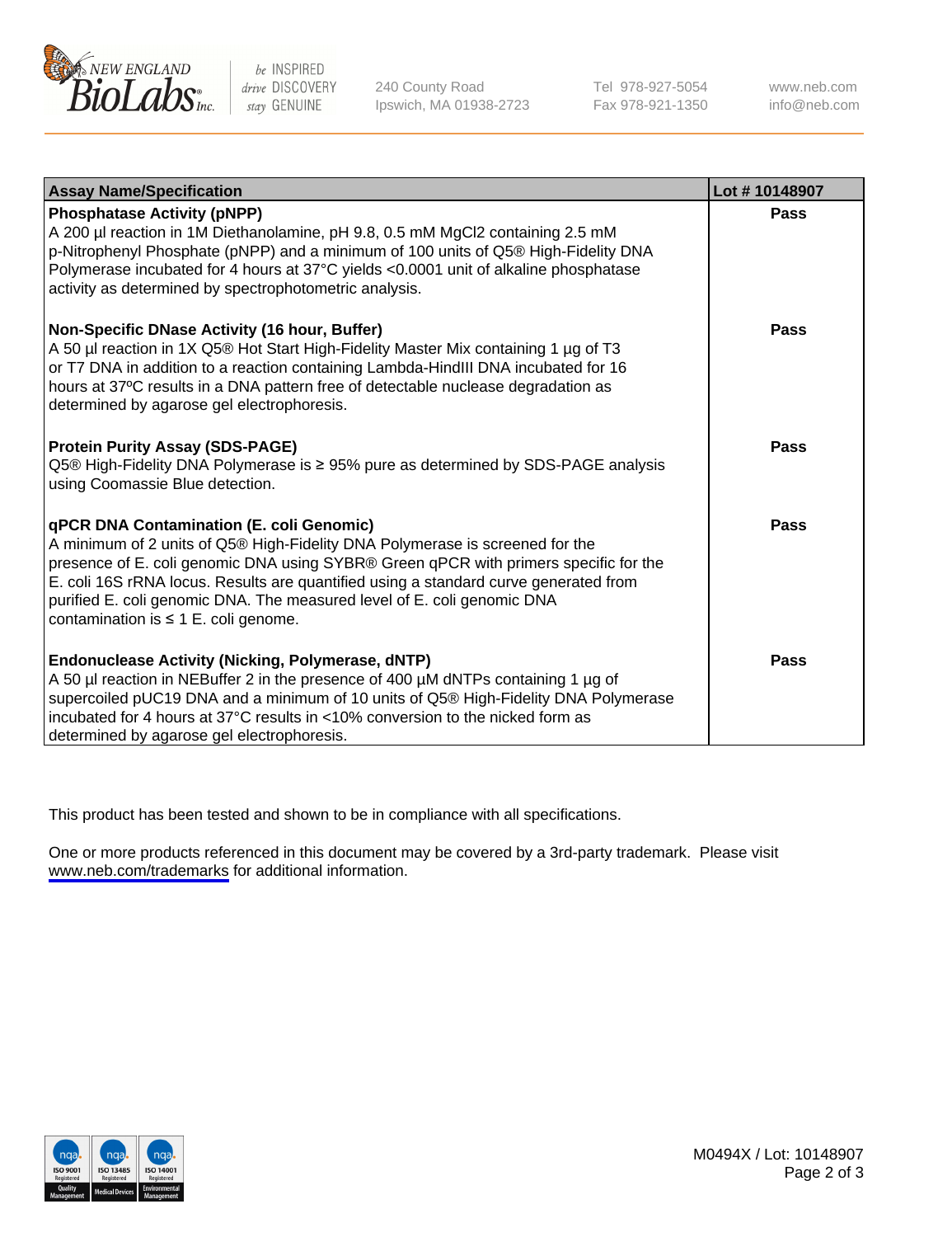| Assay Name/Specification | Lot # 10148907 |
|---|---|
| **Phosphatase Activity (pNPP)**<br>A 200 µl reaction in 1M Diethanolamine, pH 9.8, 0.5 mM $MgCl_2$ containing 2.5 mM p-Nitrophenyl Phosphate (pNPP) and a minimum of 100 units of Q5® High-Fidelity DNA Polymerase incubated for 4 hours at 37°C yields <0.0001 unit of alkaline phosphatase activity as determined by spectrophotometric analysis. | **Pass** |
| **Non-Specific DNase Activity (16 hour, Buffer)**<br>A 50 µl reaction in 1X Q5® Hot Start High-Fidelity Master Mix containing 1 µg of T3 or T7 DNA in addition to a reaction containing Lambda-HindIII DNA incubated for 16 hours at 37ºC results in a DNA pattern free of detectable nuclease degradation as determined by agarose gel electrophoresis. | **Pass** |
| **Protein Purity Assay (SDS-PAGE)**<br>Q5® High-Fidelity DNA Polymerase is ≥ 95% pure as determined by SDS-PAGE analysis using Coomassie Blue detection. | **Pass** |
| **qPCR DNA Contamination (E. coli Genomic)**<br>A minimum of 2 units of Q5® High-Fidelity DNA Polymerase is screened for the presence of E. coli genomic DNA using SYBR® Green qPCR with primers specific for the E. coli 16S rRNA locus. Results are quantified using a standard curve generated from purified E. coli genomic DNA. The measured level of E. coli genomic DNA contamination is ≤ 1 E. coli genome. | **Pass** |
| **Endonuclease Activity (Nicking, Polymerase, dNTP)**<br>A 50 µl reaction in NEBuffer 2 in the presence of 400 µM dNTPs containing 1 µg of supercoiled pUC19 DNA and a minimum of 10 units of Q5® High-Fidelity DNA Polymerase incubated for 4 hours at 37°C results in <10% conversion to the nicked form as determined by agarose gel electrophoresis. | **Pass** |

This product has been tested and shown to be in compliance with all specifications.

One or more products referenced in this document may be covered by a 3rd-party trademark. Please visit www.neb.com/trademarks for additional information.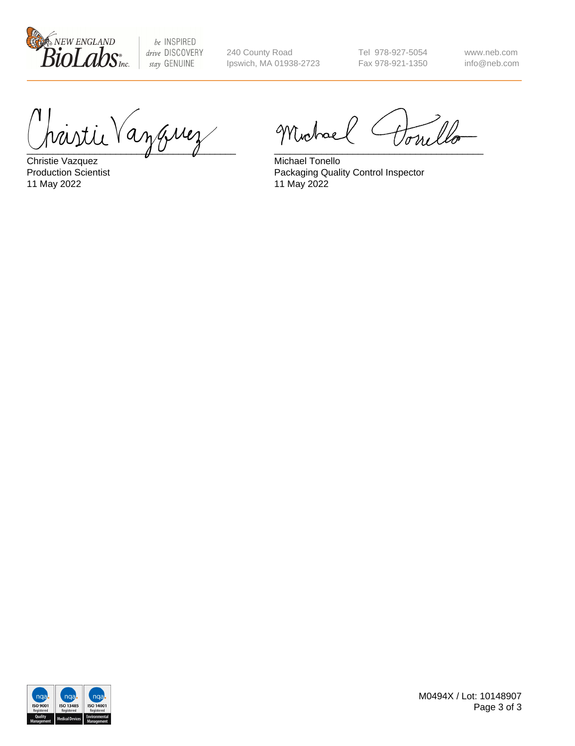NEW ENGLAND BioLabs Inc.

be INSPIRED drive DISCOVERY stay GENUINE

240 County Road
Ipswich, MA 01938-2723

Tel 978-927-5054
Fax 978-921-1350

www.neb.com
info@neb.com

Christie Vazquez
Production Scientist
11 May 2022

Michael Tonello
Packaging Quality Control Inspector
11 May 2022

ISO 9001 Registered Quality Management | ISO 13485 Registered Medical Devices | ISO 14001 Registered Environmental Management

M0494X / Lot: 10148907